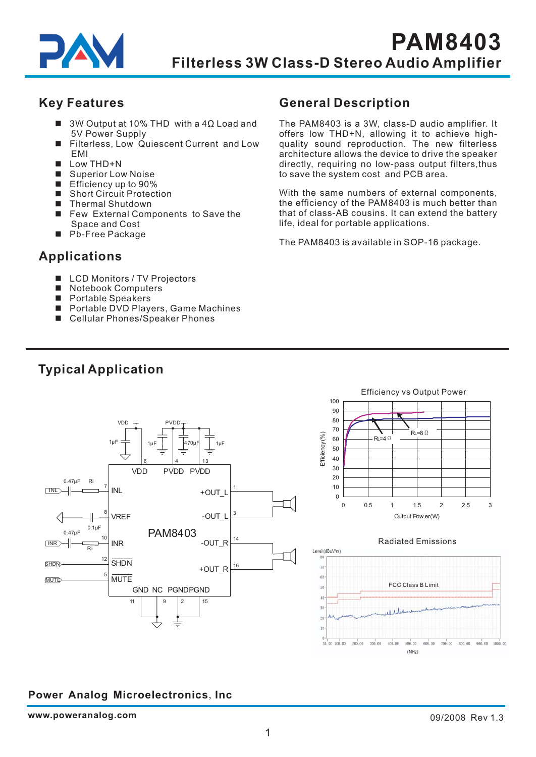# PAM8403

## Filterless 3W Class-D Stereo Audio Amplifier

## Key Features

- 3W Output at 10% THD with a 4Ω Load and 5V Power Supply
- Filterless, Low Quiescent Current and Low EMI
- Low THD+N
- Superior Low Noise
- Efficiency up to 90%
- Short Circuit Protection
- Thermal Shutdown
- Few External Components to Save the Space and Cost
- Pb-Free Package

## Applications

- LCD Monitors / TV Projectors
- Notebook Computers
- Portable Speakers
- Portable DVD Players, Game Machines
- Cellular Phones/Speaker Phones

## General Description

The PAM8403 is a 3W, class-D audio amplifier. It offers low THD+N, allowing it to achieve high-quality sound reproduction. The new filterless architecture allows the device to drive the speaker directly, requiring no low-pass output filters, thus to save the system cost and PCB area.

With the same numbers of external components, the efficiency of the PAM8403 is much better than that of class-AB cousins. It can extend the battery life, ideal for portable applications.

The PAM8403 is available in SOP-16 package.

## Typical Application

Efficiency vs Output Power

Radiated Emissions

**Power Analog Microelectronics, Inc**

www.poweranalog.com 09/2008 Rev 1.3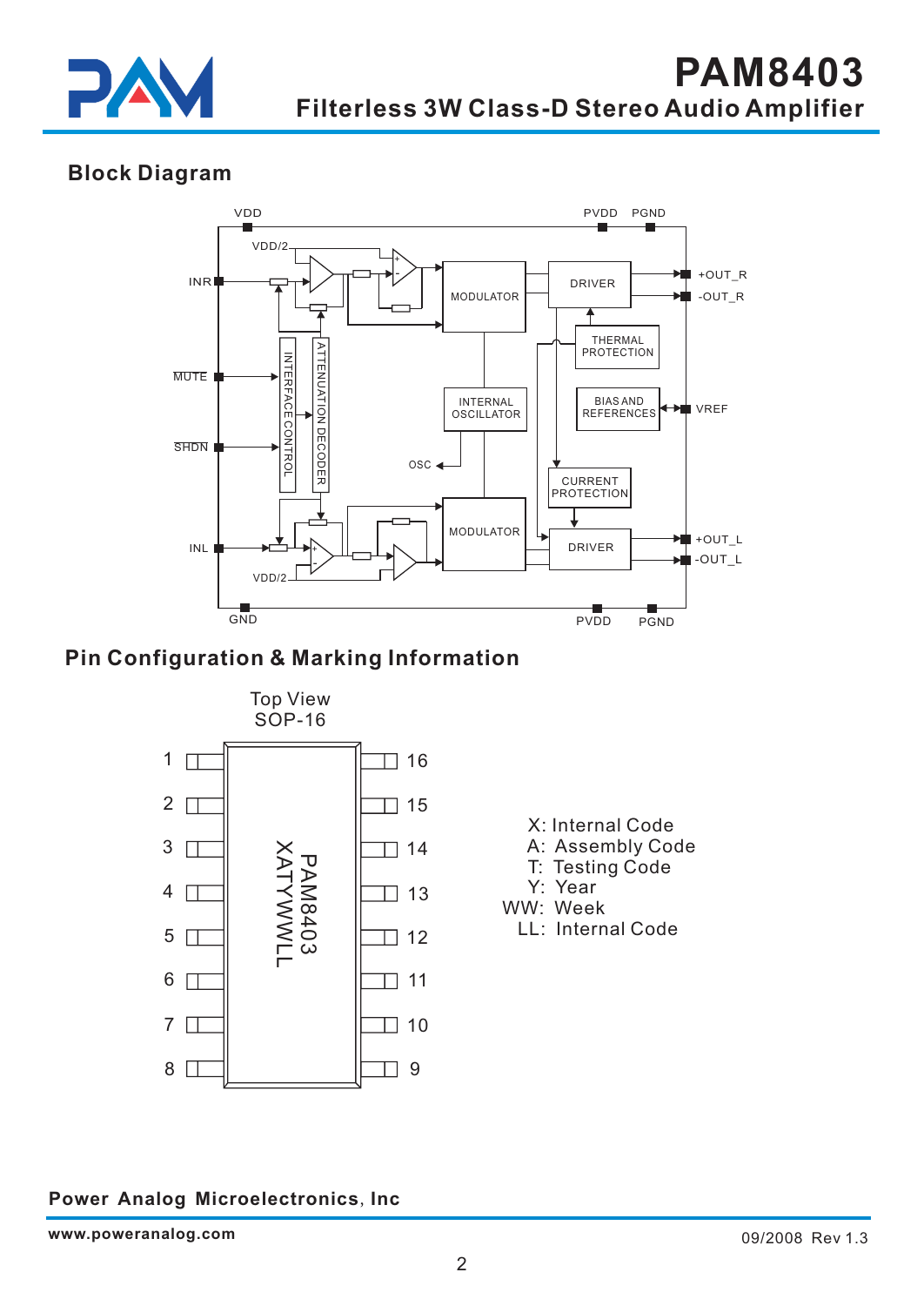## Block Diagram

VDD PVDD PGND

VDD/2

INR

MUTE

SHDN

INL

VDD/2

MODULATOR

DRIVER

+OUT_R

-OUT_R

THERMAL PROTECTION

INTERNAL OSCILLATOR

BIAS AND REFERENCES

VREF

OSC

CURRENT PROTECTION

MODULATOR

DRIVER

+OUT_L

-OUT_L

INTERFACE CONTROL

ATTENUATION DECODER

GND PVDD PGND

## Pin Configuration & Marking Information

Top View
SOP-16

PAM8403
XATYWWLL

X: Internal Code
A: Assembly Code
T: Testing Code
Y: Year
WW: Week
LL: Internal Code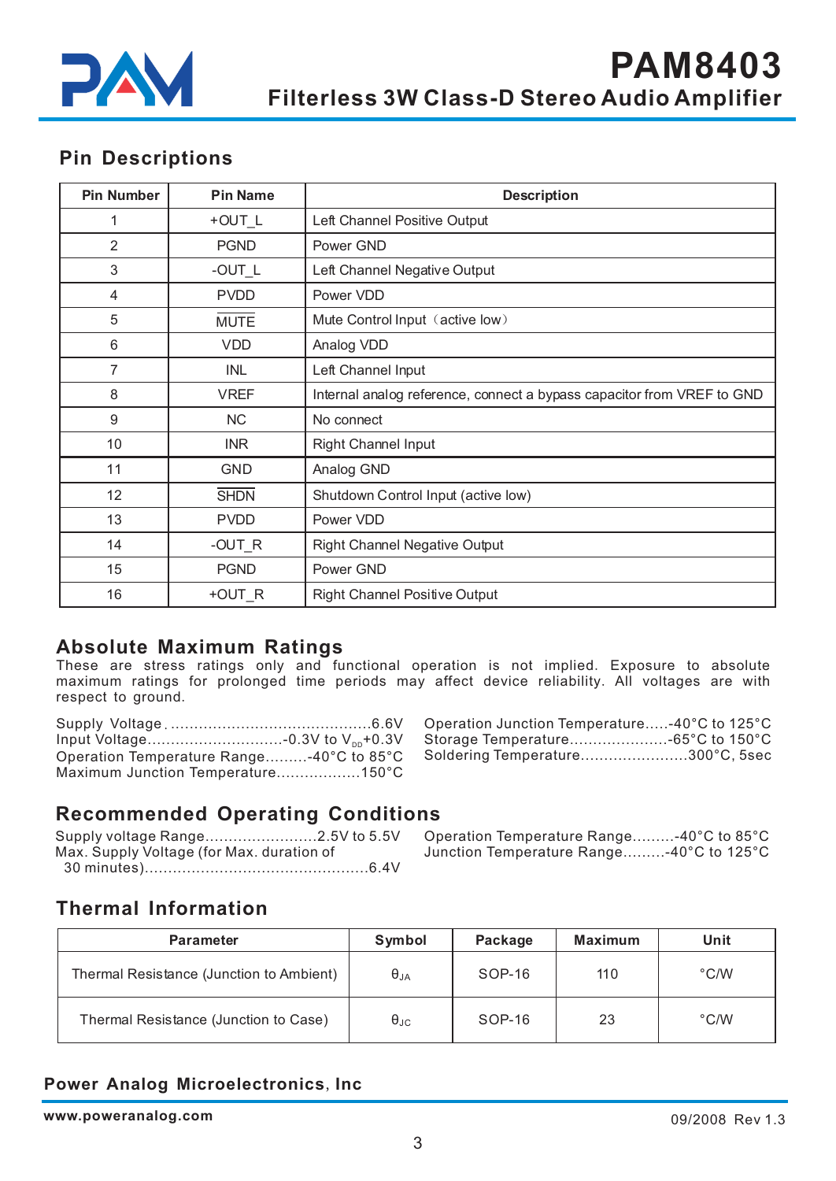## Pin Descriptions

| Pin Number | Pin Name | Description |
|---|---|---|
| 1 | +OUT_L | Left Channel Positive Output |
| 2 | PGND | Power GND |
| 3 | -OUT_L | Left Channel Negative Output |
| 4 | PVDD | Power VDD |
| 5 | $\overline{\text{MUTE}}$ | Mute Control Input（active low） |
| 6 | VDD | Analog VDD |
| 7 | INL | Left Channel Input |
| 8 | VREF | Internal analog reference, connect a bypass capacitor from VREF to GND |
| 9 | NC | No connect |
| 10 | INR | Right Channel Input |
| 11 | GND | Analog GND |
| 12 | $\overline{\text{SHDN}}$ | Shutdown Control Input (active low) |
| 13 | PVDD | Power VDD |
| 14 | -OUT_R | Right Channel Negative Output |
| 15 | PGND | Power GND |
| 16 | +OUT_R | Right Channel Positive Output |

## Absolute Maximum Ratings

These are stress ratings only and functional operation is not implied. Exposure to absolute maximum ratings for prolonged time periods may affect device reliability. All voltages are with respect to ground.

Supply Voltage .............................................6.6V
Input Voltage.............................-0.3V to $V_{DD}$+0.3V
Operation Temperature Range.........-40°C to 85°C
Maximum Junction Temperature..................150°C

Operation Junction Temperature.....-40°C to 125°C
Storage Temperature.....................-65°C to 150°C
Soldering Temperature.......................300°C, 5sec

## Recommended Operating Conditions

Supply voltage Range........................2.5V to 5.5V
Max. Supply Voltage (for Max. duration of 30 minutes)................................................6.4V

Operation Temperature Range.........-40°C to 85°C
Junction Temperature Range.........-40°C to 125°C

## Thermal Information

| Parameter | Symbol | Package | Maximum | Unit |
|---|---|---|---|---|
| Thermal Resistance (Junction to Ambient) | $\theta_{JA}$ | SOP-16 | 110 | °C/W |
| Thermal Resistance (Junction to Case) | $\theta_{JC}$ | SOP-16 | 23 | °C/W |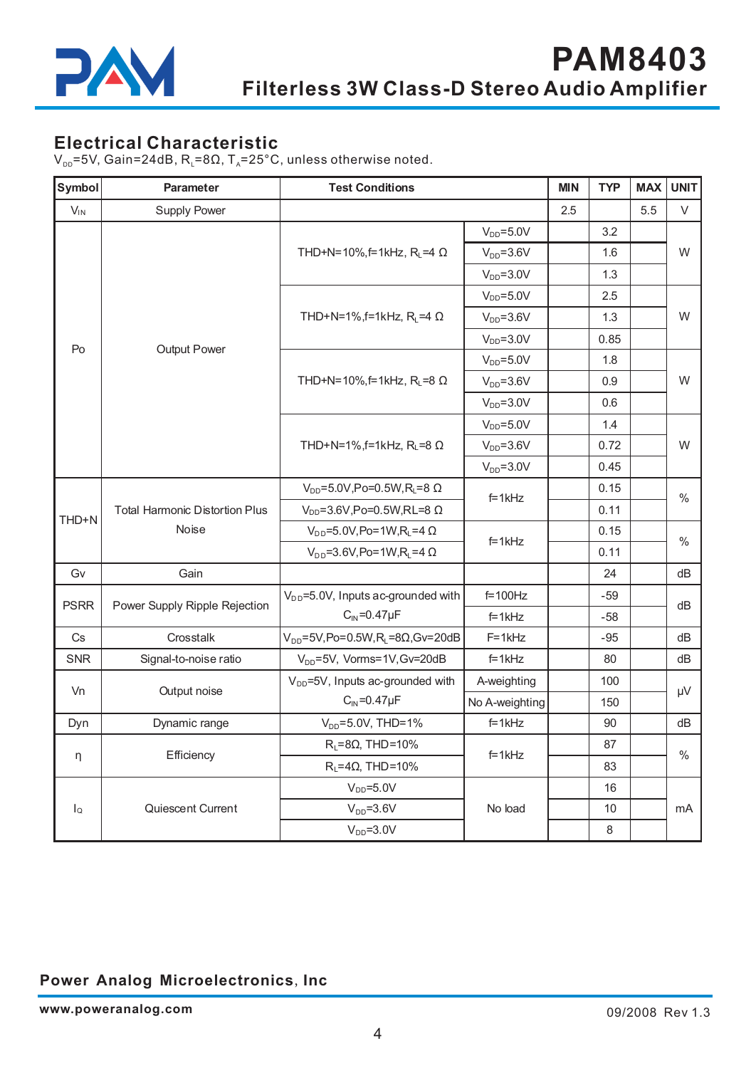## Electrical Characteristic

$V_{DD}$=5V, Gain=24dB, $R_L$=8Ω, $T_A$=25°C, unless otherwise noted.

| Symbol | Parameter | Test Conditions | | MIN | TYP | MAX | UNIT |
|---|---|---|---|---|---|---|---|
| $V_{IN}$ | Supply Power | | | 2.5 | | 5.5 | V |
| Po | Output Power | THD+N=10%,f=1kHz, $R_L$=4 Ω | $V_{DD}$=5.0V | | 3.2 | | W |
| | | | $V_{DD}$=3.6V | | 1.6 | | |
| | | | $V_{DD}$=3.0V | | 1.3 | | |
| | | THD+N=1%,f=1kHz, $R_L$=4 Ω | $V_{DD}$=5.0V | | 2.5 | | W |
| | | | $V_{DD}$=3.6V | | 1.3 | | |
| | | | $V_{DD}$=3.0V | | 0.85 | | |
| | | THD+N=10%,f=1kHz, $R_L$=8 Ω | $V_{DD}$=5.0V | | 1.8 | | W |
| | | | $V_{DD}$=3.6V | | 0.9 | | |
| | | | $V_{DD}$=3.0V | | 0.6 | | |
| | | THD+N=1%,f=1kHz, $R_L$=8 Ω | $V_{DD}$=5.0V | | 1.4 | | W |
| | | | $V_{DD}$=3.6V | | 0.72 | | |
| | | | $V_{DD}$=3.0V | | 0.45 | | |
| THD+N | Total Harmonic Distortion Plus Noise | $V_{DD}$=5.0V,Po=0.5W,$R_L$=8 Ω | f=1kHz | | 0.15 | | % |
| | | $V_{DD}$=3.6V,Po=0.5W,RL=8 Ω | | | 0.11 | | |
| | | $V_{DD}$=5.0V,Po=1W,$R_L$=4 Ω | f=1kHz | | 0.15 | | % |
| | | $V_{DD}$=3.6V,Po=1W,$R_L$=4 Ω | | | 0.11 | | |
| Gv | Gain | | | | 24 | | dB |
| PSRR | Power Supply Ripple Rejection | $V_{DD}$=5.0V, Inputs ac-grounded with $C_{IN}$=0.47μF | f=100Hz | | -59 | | dB |
| | | | f=1kHz | | -58 | | |
| Cs | Crosstalk | $V_{DD}$=5V,Po=0.5W,$R_L$=8Ω,Gv=20dB | F=1kHz | | -95 | | dB |
| SNR | Signal-to-noise ratio | $V_{DD}$=5V, Vorms=1V,Gv=20dB | f=1kHz | | 80 | | dB |
| Vn | Output noise | $V_{DD}$=5V, Inputs ac-grounded with $C_{IN}$=0.47μF | A-weighting | | 100 | | μV |
| | | | No A-weighting | | 150 | | |
| Dyn | Dynamic range | $V_{DD}$=5.0V, THD=1% | f=1kHz | | 90 | | dB |
| η | Efficiency | $R_L$=8Ω, THD=10% | f=1kHz | | 87 | | % |
| | | $R_L$=4Ω, THD=10% | | | 83 | | |
| $I_Q$ | Quiescent Current | $V_{DD}$=5.0V | No load | | 16 | | mA |
| | | $V_{DD}$=3.6V | | | 10 | | |
| | | $V_{DD}$=3.0V | | | 8 | | |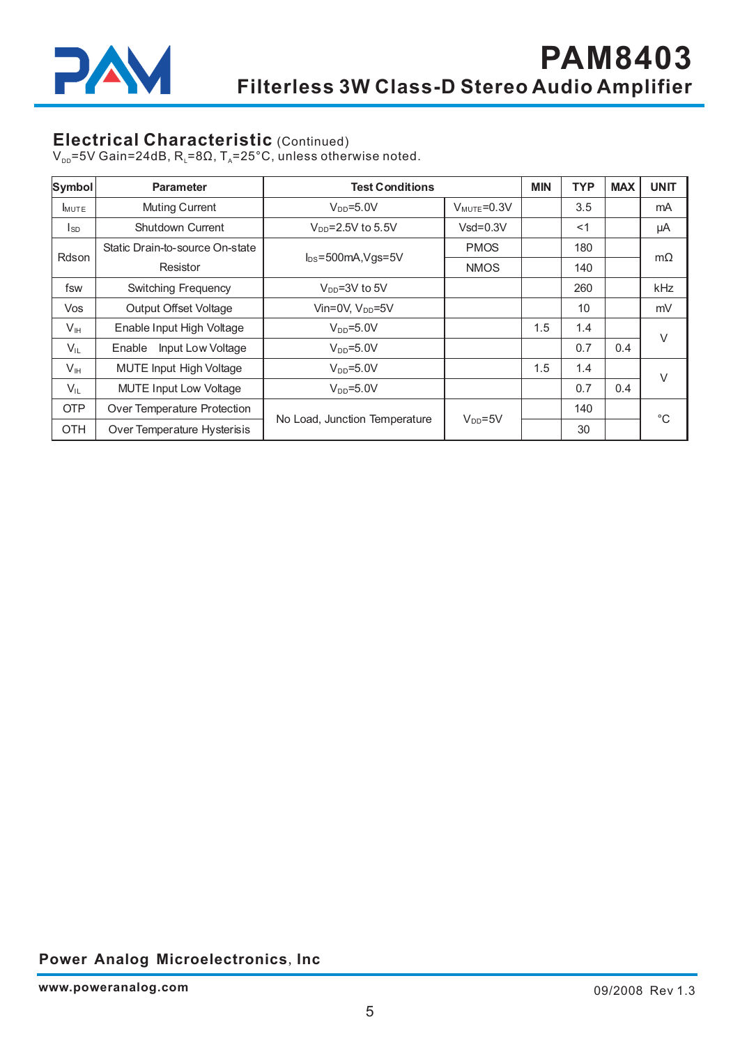## Electrical Characteristic (Continued)

$V_{DD}$=5V Gain=24dB, $R_L$=8Ω, $T_A$=25°C, unless otherwise noted.

| Symbol | Parameter | Test Conditions | | MIN | TYP | MAX | UNIT |
|---|---|---|---|---|---|---|---|
| $I_{MUTE}$ | Muting Current | $V_{DD}$=5.0V | $V_{MUTE}$=0.3V | | 3.5 | | mA |
| $I_{SD}$ | Shutdown Current | $V_{DD}$=2.5V to 5.5V | Vsd=0.3V | | <1 | | μA |
| Rdson | Static Drain-to-source On-state Resistor | $I_{DS}$=500mA,Vgs=5V | PMOS | | 180 | | mΩ |
| | | | NMOS | | 140 | | |
| fsw | Switching Frequency | $V_{DD}$=3V to 5V | | | 260 | | kHz |
| Vos | Output Offset Voltage | Vin=0V, $V_{DD}$=5V | | | 10 | | mV |
| $V_{IH}$ | Enable Input High Voltage | $V_{DD}$=5.0V | | 1.5 | 1.4 | | V |
| $V_{IL}$ | Enable Input Low Voltage | $V_{DD}$=5.0V | | | 0.7 | 0.4 | |
| $V_{IH}$ | MUTE Input High Voltage | $V_{DD}$=5.0V | | 1.5 | 1.4 | | V |
| $V_{IL}$ | MUTE Input Low Voltage | $V_{DD}$=5.0V | | | 0.7 | 0.4 | |
| OTP | Over Temperature Protection | No Load, Junction Temperature | $V_{DD}$=5V | | 140 | | °C |
| OTH | Over Temperature Hysterisis | | | | 30 | | |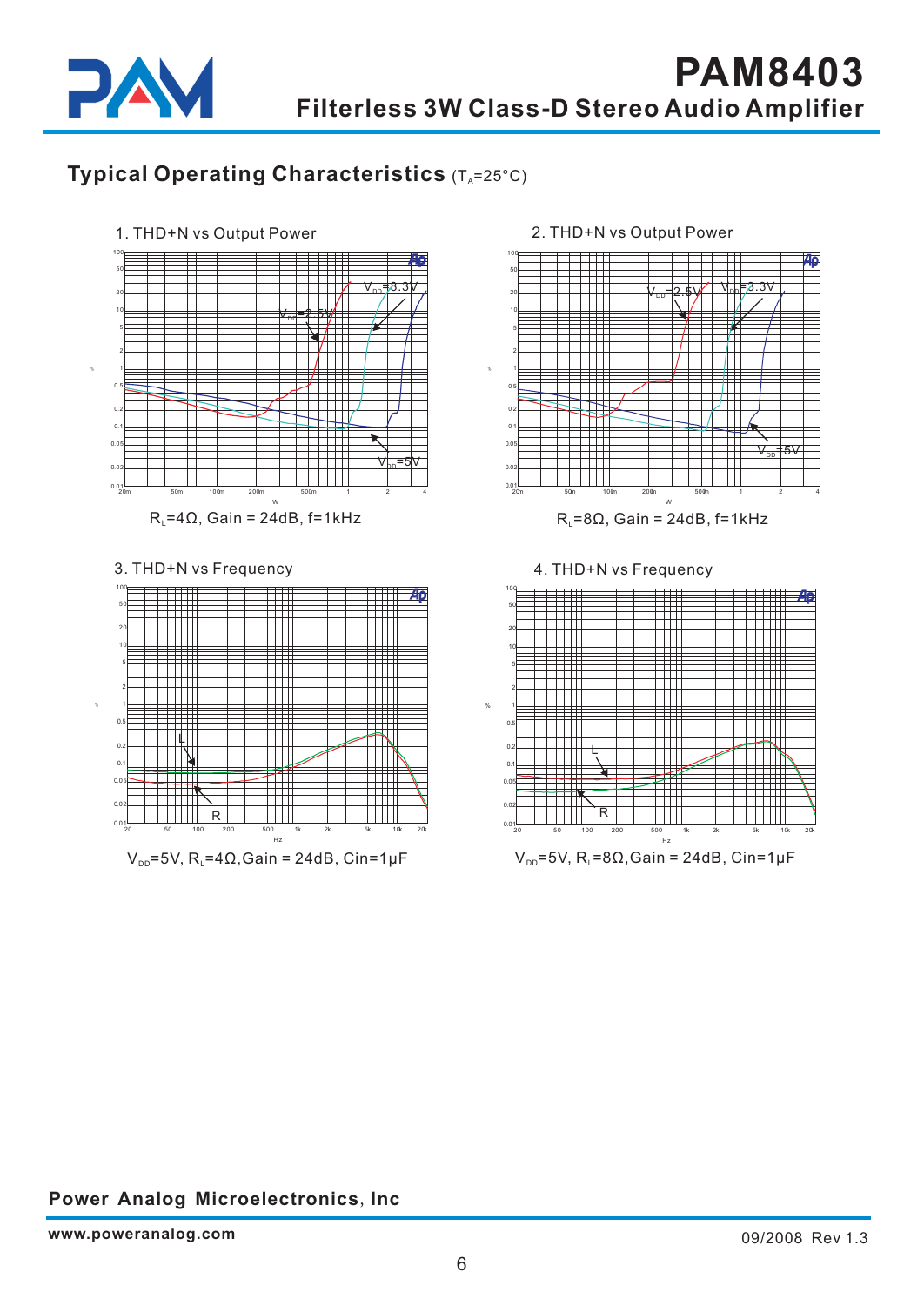## Typical Operating Characteristics ($T_A$=25°C)

1. THD+N vs Output Power

$R_L$=4Ω, Gain = 24dB, f=1kHz

2. THD+N vs Output Power

$R_L$=8Ω, Gain = 24dB, f=1kHz

3. THD+N vs Frequency

$V_{DD}$=5V, $R_L$=4Ω,Gain = 24dB, Cin=1μF

4. THD+N vs Frequency

$V_{DD}$=5V, $R_L$=8Ω,Gain = 24dB, Cin=1μF

**Power Analog Microelectronics**, **Inc**

**www.poweranalog.com**

09/2008 Rev 1.3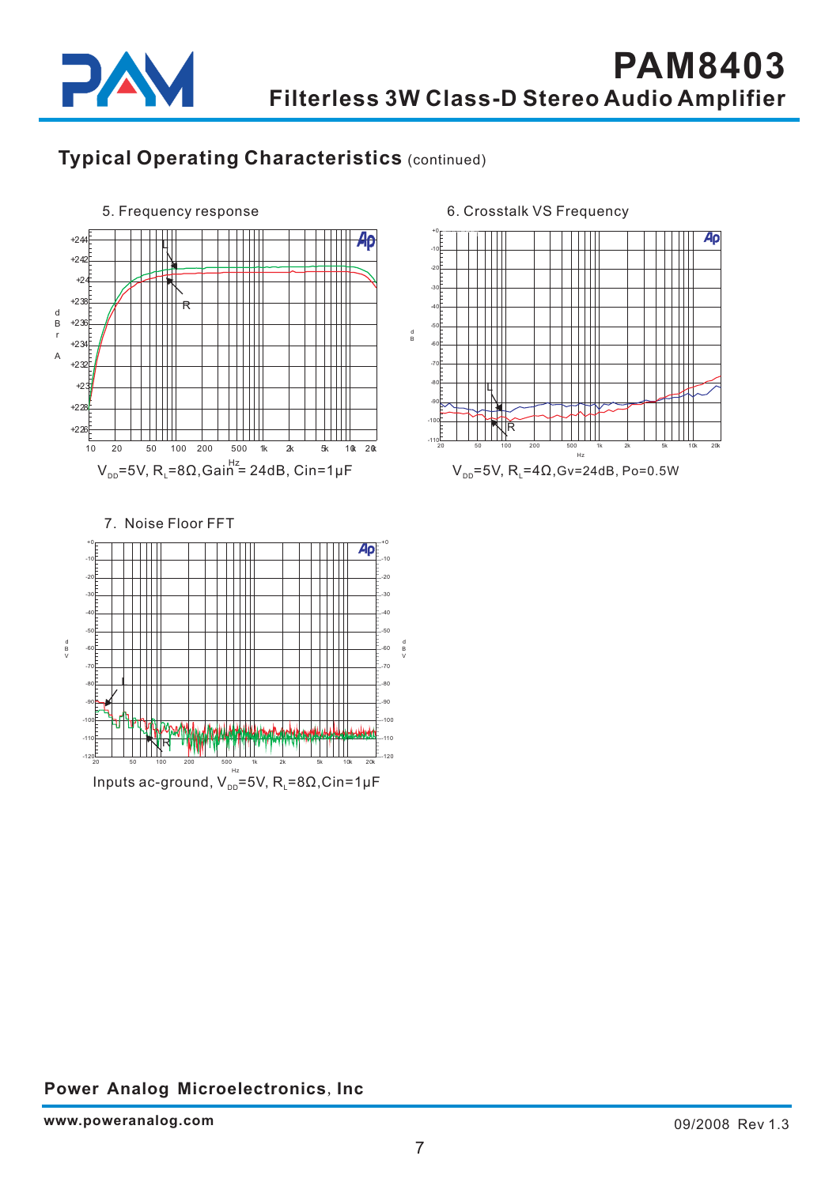## Typical Operating Characteristics (continued)

5. Frequency response

$V_{DD}$=5V, $R_L$=8Ω,Gain = 24dB, Cin=1μF

6. Crosstalk VS Frequency

$V_{DD}$=5V, $R_L$=4Ω,Gv=24dB, Po=0.5W

7. Noise Floor FFT

Inputs ac-ground, $V_{DD}$=5V, $R_L$=8Ω,Cin=1μF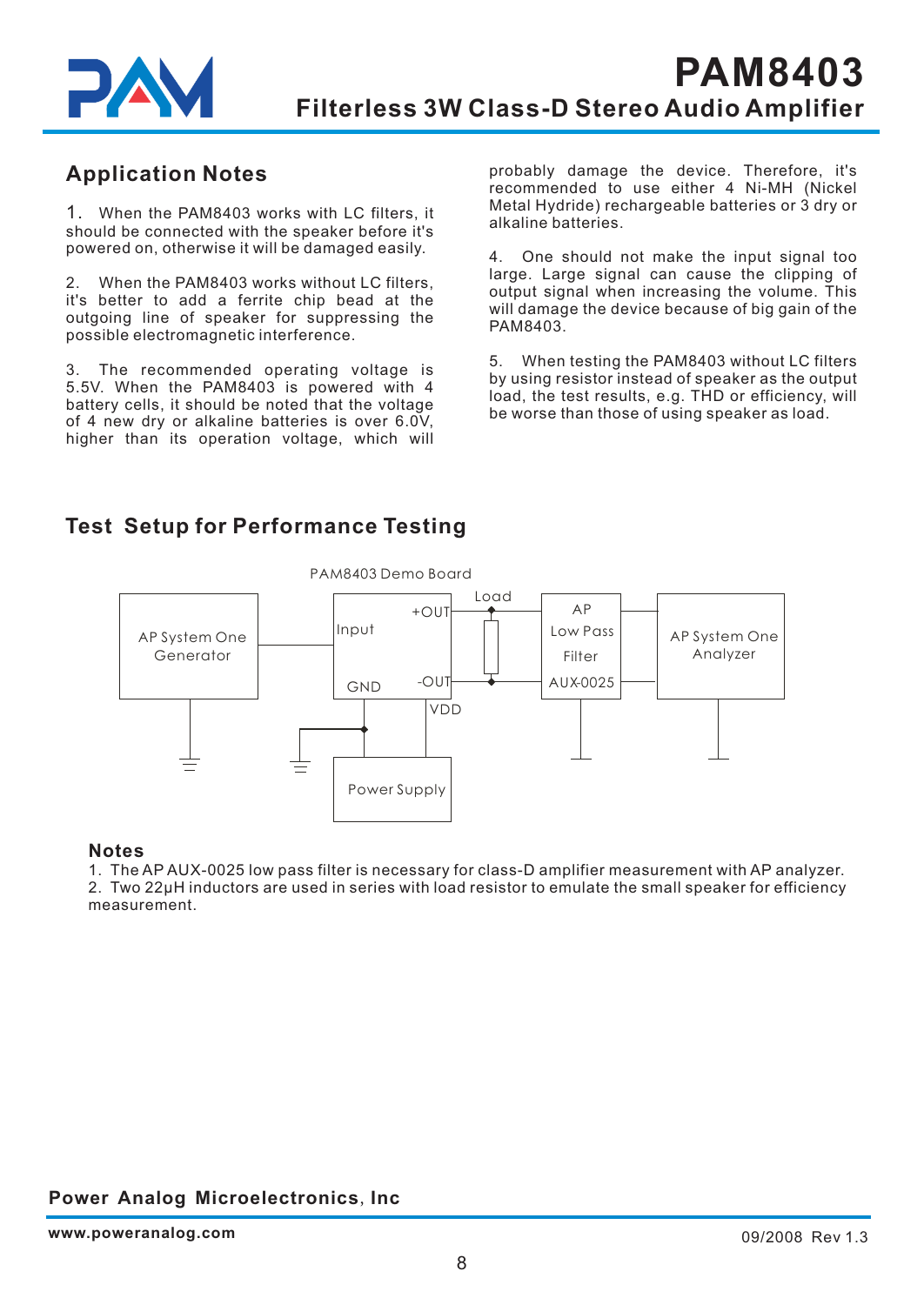## Application Notes

1. When the PAM8403 works with LC filters, it should be connected with the speaker before it's powered on, otherwise it will be damaged easily.

2. When the PAM8403 works without LC filters, it's better to add a ferrite chip bead at the outgoing line of speaker for suppressing the possible electromagnetic interference.

3. The recommended operating voltage is 5.5V. When the PAM8403 is powered with 4 battery cells, it should be noted that the voltage of 4 new dry or alkaline batteries is over 6.0V, higher than its operation voltage, which will probably damage the device. Therefore, it's recommended to use either 4 Ni-MH (Nickel Metal Hydride) rechargeable batteries or 3 dry or alkaline batteries.

4. One should not make the input signal too large. Large signal can cause the clipping of output signal when increasing the volume. This will damage the device because of big gain of the PAM8403.

5. When testing the PAM8403 without LC filters by using resistor instead of speaker as the output load, the test results, e.g. THD or efficiency, will be worse than those of using speaker as load.

## Test Setup for Performance Testing

PAM8403 Demo Board

AP System One Generator | Input | GND | +OUT | -OUT | VDD | Load | AP Low Pass Filter AUX-0025 | AP System One Analyzer | Power Supply

### Notes

1. The AP AUX-0025 low pass filter is necessary for class-D amplifier measurement with AP analyzer.
2. Two 22μH inductors are used in series with load resistor to emulate the small speaker for efficiency measurement.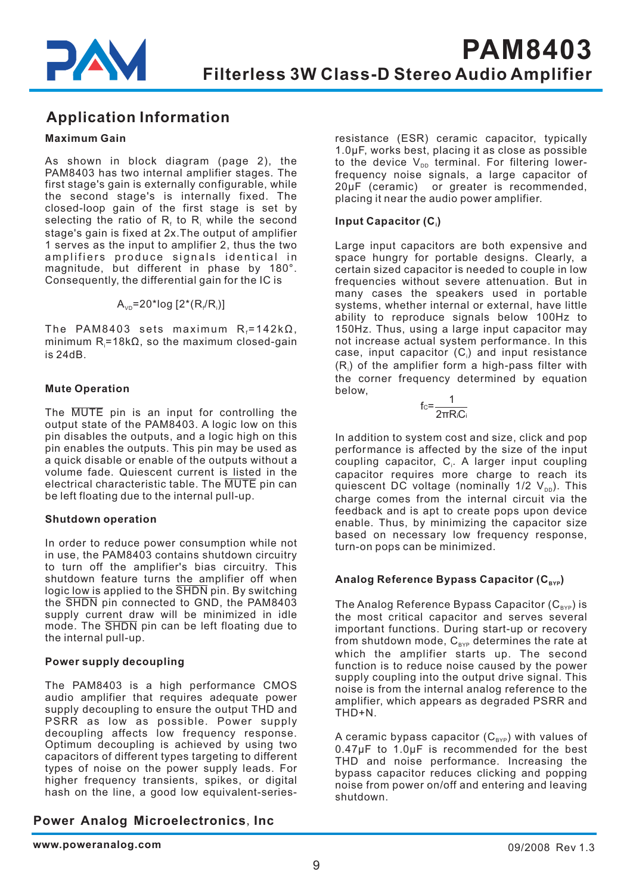## Application Information

### Maximum Gain

As shown in block diagram (page 2), the PAM8403 has two internal amplifier stages. The first stage's gain is externally configurable, while the second stage's is internally fixed. The closed-loop gain of the first stage is set by selecting the ratio of $R_f$ to $R_i$ while the second stage's gain is fixed at 2x.The output of amplifier 1 serves as the input to amplifier 2, thus the two amplifiers produce signals identical in magnitude, but different in phase by 180°. Consequently, the differential gain for the IC is

$$A_{VD}=20*\log [2*(R_f/R_i)]$$

The PAM8403 sets maximum $R_f$=142kΩ, minimum $R_i$=18kΩ, so the maximum closed-gain is 24dB.

### Mute Operation

The $\overline{\text{MUTE}}$ pin is an input for controlling the output state of the PAM8403. A logic low on this pin disables the outputs, and a logic high on this pin enables the outputs. This pin may be used as a quick disable or enable of the outputs without a volume fade. Quiescent current is listed in the electrical characteristic table. The $\overline{\text{MUTE}}$ pin can be left floating due to the internal pull-up.

### Shutdown operation

In order to reduce power consumption while not in use, the PAM8403 contains shutdown circuitry to turn off the amplifier's bias circuitry. This shutdown feature turns the amplifier off when logic low is applied to the $\overline{\text{SHDN}}$ pin. By switching the $\overline{\text{SHDN}}$ pin connected to GND, the PAM8403 supply current draw will be minimized in idle mode. The $\overline{\text{SHDN}}$ pin can be left floating due to the internal pull-up.

### Power supply decoupling

The PAM8403 is a high performance CMOS audio amplifier that requires adequate power supply decoupling to ensure the output THD and PSRR as low as possible. Power supply decoupling affects low frequency response. Optimum decoupling is achieved by using two capacitors of different types targeting to different types of noise on the power supply leads. For higher frequency transients, spikes, or digital hash on the line, a good low equivalent-series-resistance (ESR) ceramic capacitor, typically 1.0µF, works best, placing it as close as possible to the device $V_{DD}$ terminal. For filtering lower-frequency noise signals, a large capacitor of 20µF (ceramic) or greater is recommended, placing it near the audio power amplifier.

### Input Capacitor ($C_i$)

Large input capacitors are both expensive and space hungry for portable designs. Clearly, a certain sized capacitor is needed to couple in low frequencies without severe attenuation. But in many cases the speakers used in portable systems, whether internal or external, have little ability to reproduce signals below 100Hz to 150Hz. Thus, using a large input capacitor may not increase actual system performance. In this case, input capacitor ($C_i$) and input resistance ($R_i$) of the amplifier form a high-pass filter with the corner frequency determined by equation below,

$$f_C=\frac{1}{2\pi R_i C_i}$$

In addition to system cost and size, click and pop performance is affected by the size of the input coupling capacitor, $C_i$. A larger input coupling capacitor requires more charge to reach its quiescent DC voltage (nominally 1/2 $V_{DD}$). This charge comes from the internal circuit via the feedback and is apt to create pops upon device enable. Thus, by minimizing the capacitor size based on necessary low frequency response, turn-on pops can be minimized.

### Analog Reference Bypass Capacitor ($C_{BYP}$)

The Analog Reference Bypass Capacitor ($C_{BYP}$) is the most critical capacitor and serves several important functions. During start-up or recovery from shutdown mode, $C_{BYP}$ determines the rate at which the amplifier starts up. The second function is to reduce noise caused by the power supply coupling into the output drive signal. This noise is from the internal analog reference to the amplifier, which appears as degraded PSRR and THD+N.

A ceramic bypass capacitor ($C_{BYP}$) with values of 0.47µF to 1.0µF is recommended for the best THD and noise performance. Increasing the bypass capacitor reduces clicking and popping noise from power on/off and entering and leaving shutdown.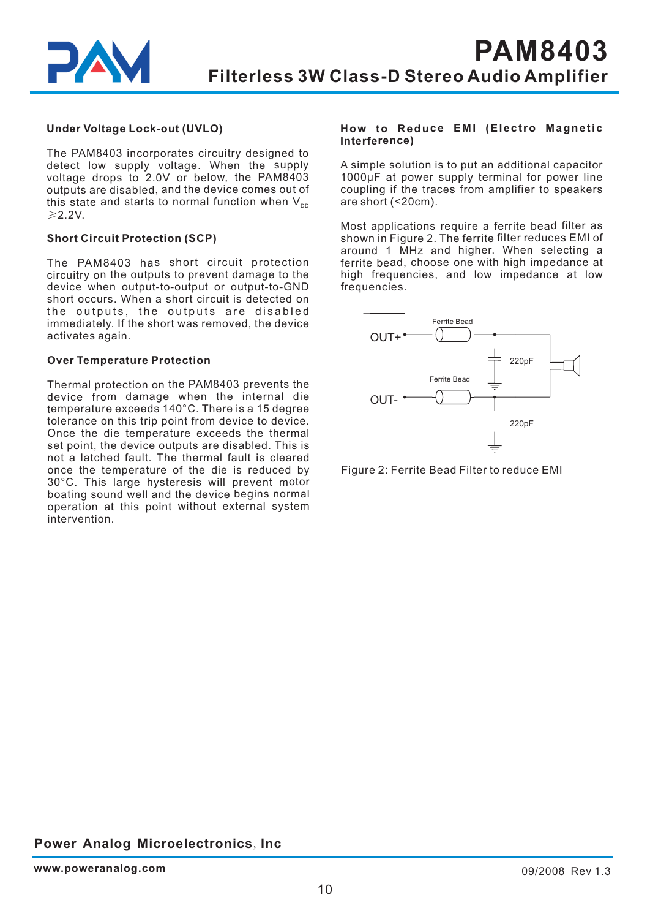### Under Voltage Lock-out (UVLO)

The PAM8403 incorporates circuitry designed to detect low supply voltage. When the supply voltage drops to 2.0V or below, the PAM8403 outputs are disabled, and the device comes out of this state and starts to normal function when $V_{DD}$ ≥2.2V.

### Short Circuit Protection (SCP)

The PAM8403 has short circuit protection circuitry on the outputs to prevent damage to the device when output-to-output or output-to-GND short occurs. When a short circuit is detected on the outputs, the outputs are disabled immediately. If the short was removed, the device activates again.

### Over Temperature Protection

Thermal protection on the PAM8403 prevents the device from damage when the internal die temperature exceeds 140°C. There is a 15 degree tolerance on this trip point from device to device. Once the die temperature exceeds the thermal set point, the device outputs are disabled. This is not a latched fault. The thermal fault is cleared once the temperature of the die is reduced by 30°C. This large hysteresis will prevent motor boating sound well and the device begins normal operation at this point without external system intervention.

### How to Reduce EMI (Electro Magnetic Interference)

A simple solution is to put an additional capacitor 1000μF at power supply terminal for power line coupling if the traces from amplifier to speakers are short (<20cm).

Most applications require a ferrite bead filter as shown in Figure 2. The ferrite filter reduces EMI of around 1 MHz and higher. When selecting a ferrite bead, choose one with high impedance at high frequencies, and low impedance at low frequencies.

Figure 2: Ferrite Bead Filter to reduce EMI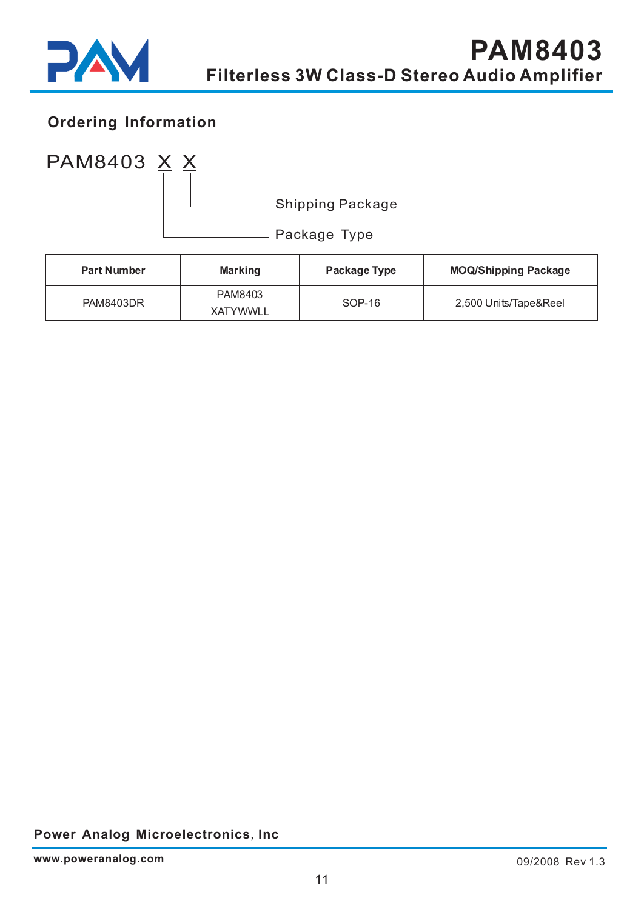## Ordering Information

PAM8403 X X

- X (first): Package Type
- X (second): Shipping Package

| Part Number | Marking | Package Type | MOQ/Shipping Package |
|---|---|---|---|
| PAM8403DR | PAM8403<br>XATYWWLL | SOP-16 | 2,500 Units/Tape&Reel |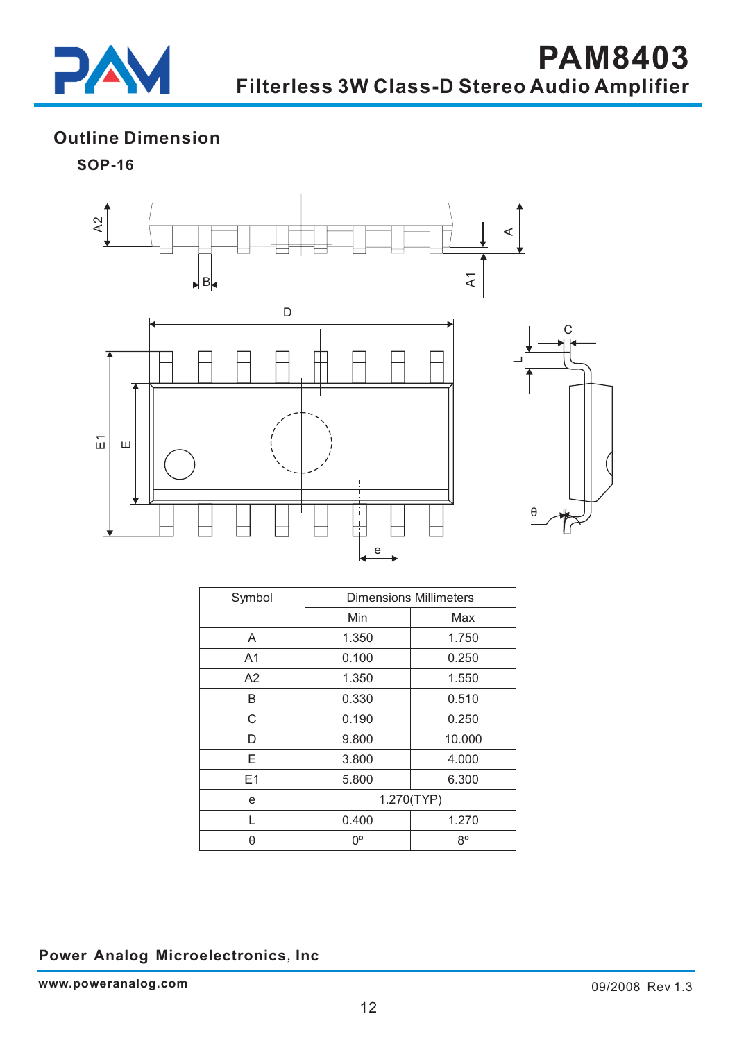## Outline Dimension

### SOP-16

A2
A
A1
B
D
C
L
E1
E
θ
e

| Symbol | Dimensions Millimeters | |
|---|---|---|
| | Min | Max |
| A | 1.350 | 1.750 |
| A1 | 0.100 | 0.250 |
| A2 | 1.350 | 1.550 |
| B | 0.330 | 0.510 |
| C | 0.190 | 0.250 |
| D | 9.800 | 10.000 |
| E | 3.800 | 4.000 |
| E1 | 5.800 | 6.300 |
| e | 1.270(TYP) | |
| L | 0.400 | 1.270 |
| θ | 0º | 8º |